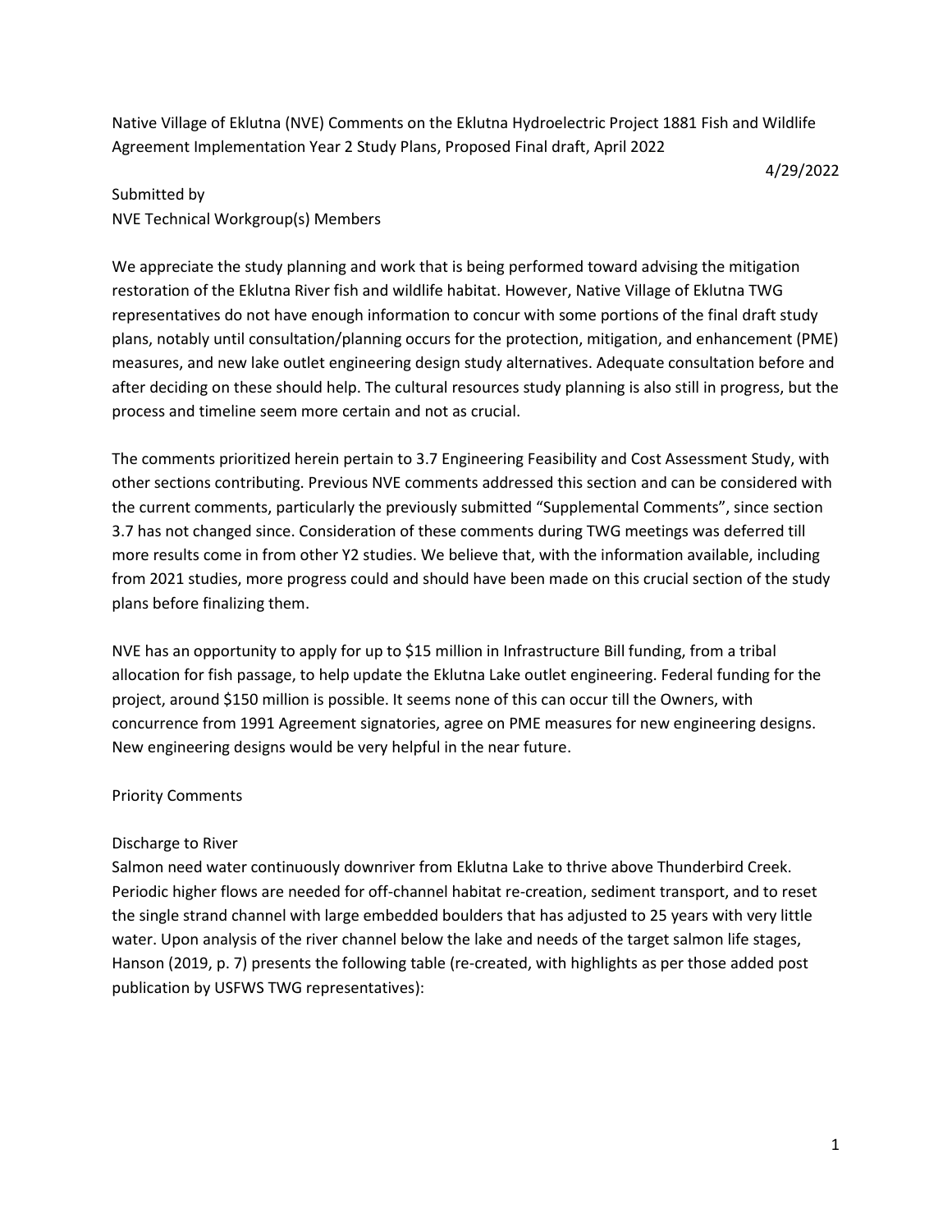Native Village of Eklutna (NVE) Comments on the Eklutna Hydroelectric Project 1881 Fish and Wildlife Agreement Implementation Year 2 Study Plans, Proposed Final draft, April 2022

4/29/2022

Submitted by
NVE Technical Workgroup(s) Members

We appreciate the study planning and work that is being performed toward advising the mitigation restoration of the Eklutna River fish and wildlife habitat. However, Native Village of Eklutna TWG representatives do not have enough information to concur with some portions of the final draft study plans, notably until consultation/planning occurs for the protection, mitigation, and enhancement (PME) measures, and new lake outlet engineering design study alternatives. Adequate consultation before and after deciding on these should help. The cultural resources study planning is also still in progress, but the process and timeline seem more certain and not as crucial.

The comments prioritized herein pertain to 3.7 Engineering Feasibility and Cost Assessment Study, with other sections contributing. Previous NVE comments addressed this section and can be considered with the current comments, particularly the previously submitted "Supplemental Comments", since section 3.7 has not changed since. Consideration of these comments during TWG meetings was deferred till more results come in from other Y2 studies. We believe that, with the information available, including from 2021 studies, more progress could and should have been made on this crucial section of the study plans before finalizing them.

NVE has an opportunity to apply for up to $15 million in Infrastructure Bill funding, from a tribal allocation for fish passage, to help update the Eklutna Lake outlet engineering. Federal funding for the project, around $150 million is possible. It seems none of this can occur till the Owners, with concurrence from 1991 Agreement signatories, agree on PME measures for new engineering designs. New engineering designs would be very helpful in the near future.

## Priority Comments

### Discharge to River

Salmon need water continuously downriver from Eklutna Lake to thrive above Thunderbird Creek. Periodic higher flows are needed for off-channel habitat re-creation, sediment transport, and to reset the single strand channel with large embedded boulders that has adjusted to 25 years with very little water. Upon analysis of the river channel below the lake and needs of the target salmon life stages, Hanson (2019, p. 7) presents the following table (re-created, with highlights as per those added post publication by USFWS TWG representatives):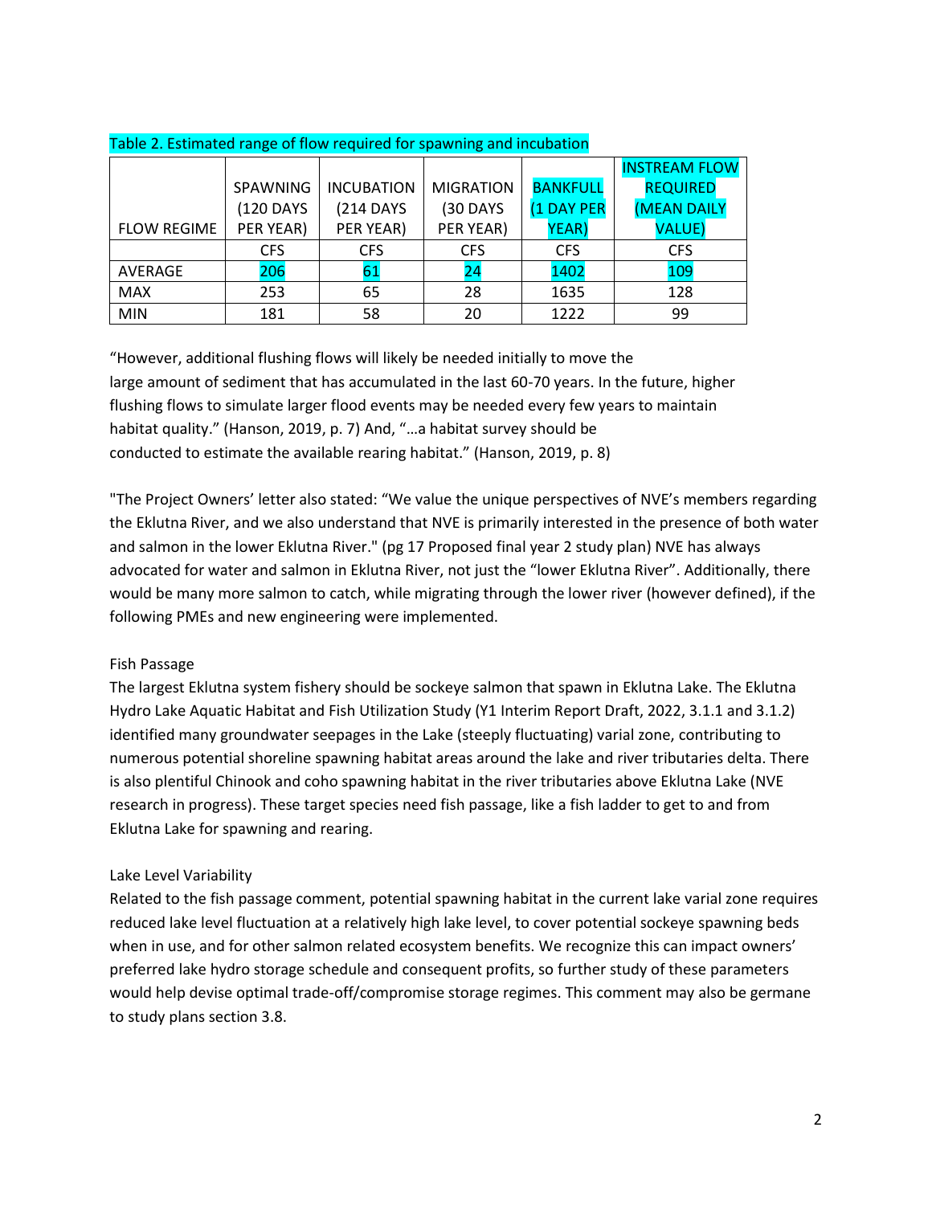Table 2. Estimated range of flow required for spawning and incubation

| FLOW REGIME | SPAWNING (120 DAYS PER YEAR) | INCUBATION (214 DAYS PER YEAR) | MIGRATION (30 DAYS PER YEAR) | BANKFULL (1 DAY PER YEAR) | INSTREAM FLOW REQUIRED (MEAN DAILY VALUE) |
|---|---|---|---|---|---|
| | CFS | CFS | CFS | CFS | CFS |
| AVERAGE | 206 | 61 | 24 | 1402 | 109 |
| MAX | 253 | 65 | 28 | 1635 | 128 |
| MIN | 181 | 58 | 20 | 1222 | 99 |

"However, additional flushing flows will likely be needed initially to move the large amount of sediment that has accumulated in the last 60-70 years. In the future, higher flushing flows to simulate larger flood events may be needed every few years to maintain habitat quality." (Hanson, 2019, p. 7) And, "…a habitat survey should be conducted to estimate the available rearing habitat." (Hanson, 2019, p. 8)

"The Project Owners' letter also stated: "We value the unique perspectives of NVE's members regarding the Eklutna River, and we also understand that NVE is primarily interested in the presence of both water and salmon in the lower Eklutna River." (pg 17 Proposed final year 2 study plan) NVE has always advocated for water and salmon in Eklutna River, not just the "lower Eklutna River". Additionally, there would be many more salmon to catch, while migrating through the lower river (however defined), if the following PMEs and new engineering were implemented.

Fish Passage

The largest Eklutna system fishery should be sockeye salmon that spawn in Eklutna Lake. The Eklutna Hydro Lake Aquatic Habitat and Fish Utilization Study (Y1 Interim Report Draft, 2022, 3.1.1 and 3.1.2) identified many groundwater seepages in the Lake (steeply fluctuating) varial zone, contributing to numerous potential shoreline spawning habitat areas around the lake and river tributaries delta. There is also plentiful Chinook and coho spawning habitat in the river tributaries above Eklutna Lake (NVE research in progress). These target species need fish passage, like a fish ladder to get to and from Eklutna Lake for spawning and rearing.

Lake Level Variability

Related to the fish passage comment, potential spawning habitat in the current lake varial zone requires reduced lake level fluctuation at a relatively high lake level, to cover potential sockeye spawning beds when in use, and for other salmon related ecosystem benefits. We recognize this can impact owners' preferred lake hydro storage schedule and consequent profits, so further study of these parameters would help devise optimal trade-off/compromise storage regimes. This comment may also be germane to study plans section 3.8.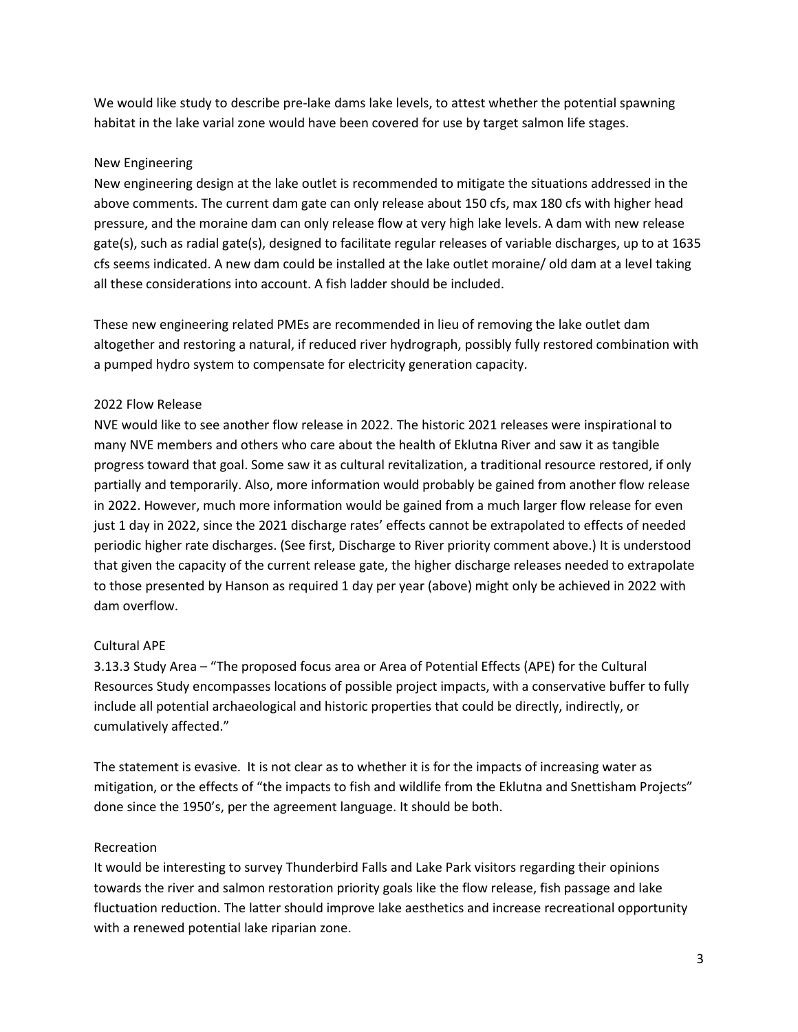We would like study to describe pre-lake dams lake levels, to attest whether the potential spawning habitat in the lake varial zone would have been covered for use by target salmon life stages.

### New Engineering

New engineering design at the lake outlet is recommended to mitigate the situations addressed in the above comments. The current dam gate can only release about 150 cfs, max 180 cfs with higher head pressure, and the moraine dam can only release flow at very high lake levels. A dam with new release gate(s), such as radial gate(s), designed to facilitate regular releases of variable discharges, up to at 1635 cfs seems indicated. A new dam could be installed at the lake outlet moraine/ old dam at a level taking all these considerations into account. A fish ladder should be included.

These new engineering related PMEs are recommended in lieu of removing the lake outlet dam altogether and restoring a natural, if reduced river hydrograph, possibly fully restored combination with a pumped hydro system to compensate for electricity generation capacity.

### 2022 Flow Release

NVE would like to see another flow release in 2022. The historic 2021 releases were inspirational to many NVE members and others who care about the health of Eklutna River and saw it as tangible progress toward that goal. Some saw it as cultural revitalization, a traditional resource restored, if only partially and temporarily. Also, more information would probably be gained from another flow release in 2022. However, much more information would be gained from a much larger flow release for even just 1 day in 2022, since the 2021 discharge rates' effects cannot be extrapolated to effects of needed periodic higher rate discharges. (See first, Discharge to River priority comment above.) It is understood that given the capacity of the current release gate, the higher discharge releases needed to extrapolate to those presented by Hanson as required 1 day per year (above) might only be achieved in 2022 with dam overflow.

### Cultural APE

3.13.3 Study Area – "The proposed focus area or Area of Potential Effects (APE) for the Cultural Resources Study encompasses locations of possible project impacts, with a conservative buffer to fully include all potential archaeological and historic properties that could be directly, indirectly, or cumulatively affected."

The statement is evasive. It is not clear as to whether it is for the impacts of increasing water as mitigation, or the effects of "the impacts to fish and wildlife from the Eklutna and Snettisham Projects" done since the 1950's, per the agreement language. It should be both.

### Recreation

It would be interesting to survey Thunderbird Falls and Lake Park visitors regarding their opinions towards the river and salmon restoration priority goals like the flow release, fish passage and lake fluctuation reduction. The latter should improve lake aesthetics and increase recreational opportunity with a renewed potential lake riparian zone.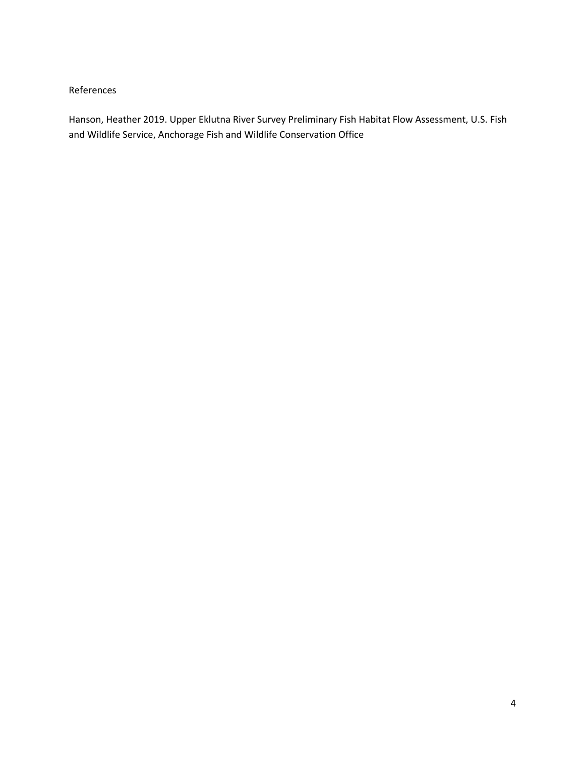References

Hanson, Heather 2019. Upper Eklutna River Survey Preliminary Fish Habitat Flow Assessment, U.S. Fish and Wildlife Service, Anchorage Fish and Wildlife Conservation Office